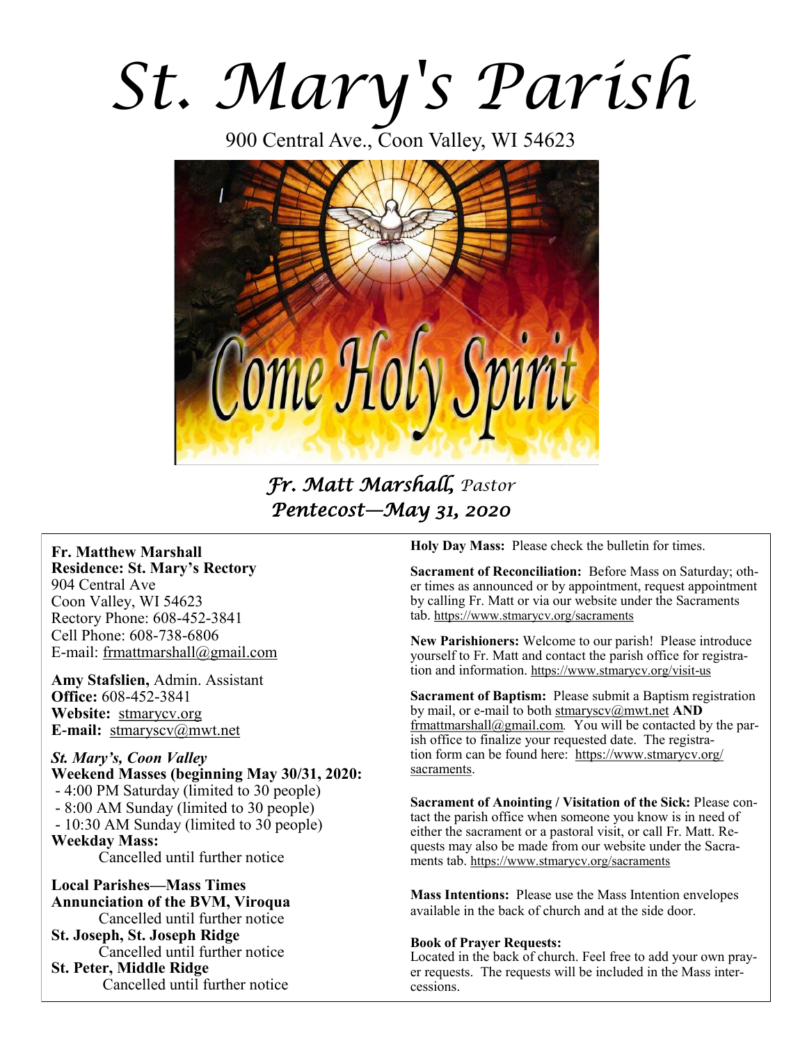# St. Mary's Parish

900 Central Ave., Coon Valley, WI 54623

Come Holy Spirit

*Fr. Matt Marshall, Pastor*
*Pentecost—May 31, 2020*

**Fr. Matthew Marshall**
**Residence: St. Mary's Rectory**
904 Central Ave
Coon Valley, WI 54623
Rectory Phone: 608-452-3841
Cell Phone: 608-738-6806
E-mail: frmattmarshall@gmail.com

**Amy Stafslien,** Admin. Assistant
**Office:** 608-452-3841
**Website:** stmarycv.org
**E-mail:** stmaryscv@mwt.net

***St. Mary's, Coon Valley***
**Weekend Masses (beginning May 30/31, 2020:**
- 4:00 PM Saturday (limited to 30 people)
- 8:00 AM Sunday (limited to 30 people)
- 10:30 AM Sunday (limited to 30 people)

**Weekday Mass:**
Cancelled until further notice

**Local Parishes—Mass Times**
**Annunciation of the BVM, Viroqua**
Cancelled until further notice
**St. Joseph, St. Joseph Ridge**
Cancelled until further notice
**St. Peter, Middle Ridge**
Cancelled until further notice

**Holy Day Mass:** Please check the bulletin for times.

**Sacrament of Reconciliation:** Before Mass on Saturday; other times as announced or by appointment, request appointment by calling Fr. Matt or via our website under the Sacraments tab. https://www.stmarycv.org/sacraments

**New Parishioners:** Welcome to our parish! Please introduce yourself to Fr. Matt and contact the parish office for registration and information. https://www.stmarycv.org/visit-us

**Sacrament of Baptism:** Please submit a Baptism registration by mail, or e-mail to both stmaryscv@mwt.net **AND** frmattmarshall@gmail.com. You will be contacted by the parish office to finalize your requested date. The registration form can be found here: https://www.stmarycv.org/sacraments.

**Sacrament of Anointing / Visitation of the Sick:** Please contact the parish office when someone you know is in need of either the sacrament or a pastoral visit, or call Fr. Matt. Requests may also be made from our website under the Sacraments tab. https://www.stmarycv.org/sacraments

**Mass Intentions:** Please use the Mass Intention envelopes available in the back of church and at the side door.

**Book of Prayer Requests:**
Located in the back of church. Feel free to add your own prayer requests. The requests will be included in the Mass intercessions.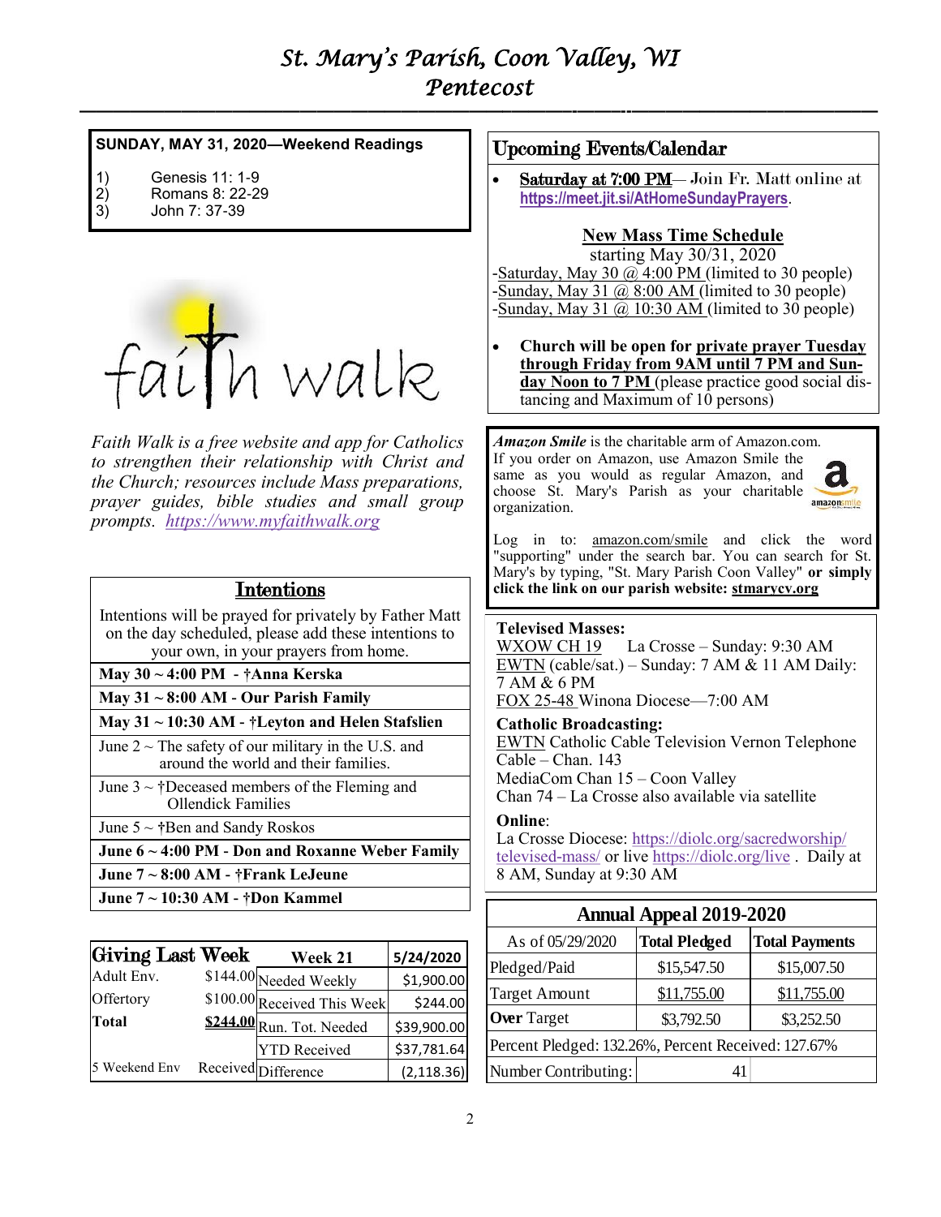# St. Mary's Parish, Coon Valley, WI
## Pentecost

**SUNDAY, MAY 31, 2020—Weekend Readings**

1) Genesis 11: 1-9
2) Romans 8: 22-29
3) John 7: 37-39

faith walk

*Faith Walk is a free website and app for Catholics to strengthen their relationship with Christ and the Church; resources include Mass preparations, prayer guides, bible studies and small group prompts. https://www.myfaithwalk.org*

## Intentions

Intentions will be prayed for privately by Father Matt on the day scheduled, please add these intentions to your own, in your prayers from home.

| |
|---|
| **May 30 ~ 4:00 PM - †Anna Kerska** |
| **May 31 ~ 8:00 AM - Our Parish Family** |
| **May 31 ~ 10:30 AM - †Leyton and Helen Stafslien** |
| June 2 ~ The safety of our military in the U.S. and around the world and their families. |
| June 3 ~ †Deceased members of the Fleming and Ollendick Families |
| June 5 ~ †Ben and Sandy Roskos |
| **June 6 ~ 4:00 PM - Don and Roxanne Weber Family** |
| **June 7 ~ 8:00 AM - †Frank LeJeune** |
| **June 7 ~ 10:30 AM - †Don Kammel** |

| Giving Last Week | | Week 21 | 5/24/2020 |
|---|---|---|---|
| Adult Env. | $144.00 | Needed Weekly | $1,900.00 |
| Offertory | $100.00 | Received This Week | $244.00 |
| **Total** | **$244.00** | Run. Tot. Needed | $39,900.00 |
| | | YTD Received | $37,781.64 |
| 5 Weekend Env | Received | Difference | (2,118.36) |

## Upcoming Events/Calendar

- **Saturday at 7:00 PM**— Join Fr. Matt online at **https://meet.jit.si/AtHomeSundayPrayers**.

**New Mass Time Schedule**
starting May 30/31, 2020

-Saturday, May 30 @ 4:00 PM (limited to 30 people)
-Sunday, May 31 @ 8:00 AM (limited to 30 people)
-Sunday, May 31 @ 10:30 AM (limited to 30 people)

- **Church will be open for private prayer Tuesday through Friday from 9AM until 7 PM and Sunday Noon to 7 PM** (please practice good social distancing and Maximum of 10 persons)

***Amazon Smile*** is the charitable arm of Amazon.com. If you order on Amazon, use Amazon Smile the same as you would as regular Amazon, and choose St. Mary's Parish as your charitable organization.

Log in to: amazon.com/smile and click the word "supporting" under the search bar. You can search for St. Mary's by typing, "St. Mary Parish Coon Valley" **or simply click the link on our parish website: stmarycv.org**

**Televised Masses:**
WXOW CH 19 La Crosse – Sunday: 9:30 AM
EWTN (cable/sat.) – Sunday: 7 AM & 11 AM Daily: 7 AM & 6 PM
FOX 25-48 Winona Diocese—7:00 AM

**Catholic Broadcasting:**
EWTN Catholic Cable Television Vernon Telephone Cable – Chan. 143
MediaCom Chan 15 – Coon Valley
Chan 74 – La Crosse also available via satellite

**Online**:
La Crosse Diocese: https://diolc.org/sacredworship/televised-mass/ or live https://diolc.org/live . Daily at 8 AM, Sunday at 9:30 AM

| Annual Appeal 2019-2020 | | |
|---|---|---|
| As of 05/29/2020 | **Total Pledged** | **Total Payments** |
| Pledged/Paid | $15,547.50 | $15,007.50 |
| Target Amount | $11,755.00 | $11,755.00 |
| **Over** Target | $3,792.50 | $3,252.50 |
| Percent Pledged: 132.26%, Percent Received: 127.67% | | |
| Number Contributing: | 41 | |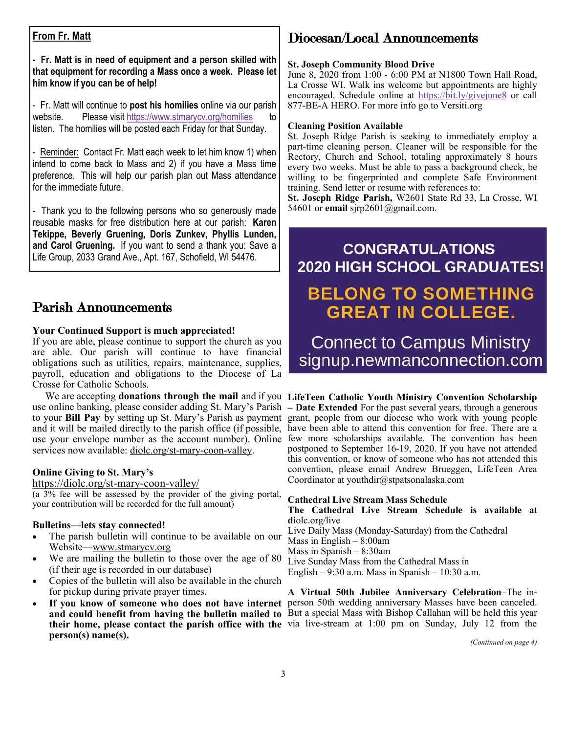### From Fr. Matt

**- Fr. Matt is in need of equipment and a person skilled with that equipment for recording a Mass once a week. Please let him know if you can be of help!**

- Fr. Matt will continue to **post his homilies** online via our parish website. Please visit https://www.stmarycv.org/homilies to listen. The homilies will be posted each Friday for that Sunday.

- Reminder: Contact Fr. Matt each week to let him know 1) when intend to come back to Mass and 2) if you have a Mass time preference. This will help our parish plan out Mass attendance for the immediate future.

- Thank you to the following persons who so generously made reusable masks for free distribution here at our parish: **Karen Tekippe, Beverly Gruening, Doris Zunkev, Phyllis Lunden, and Carol Gruening.** If you want to send a thank you: Save a Life Group, 2033 Grand Ave., Apt. 167, Schofield, WI 54476.

## Parish Announcements

**Your Continued Support is much appreciated!**

If you are able, please continue to support the church as you are able. Our parish will continue to have financial obligations such as utilities, repairs, maintenance, supplies, payroll, education and obligations to the Diocese of La Crosse for Catholic Schools.

We are accepting **donations through the mail** and if you use online banking, please consider adding St. Mary's Parish to your **Bill Pay** by setting up St. Mary's Parish as payment and it will be mailed directly to the parish office (if possible, use your envelope number as the account number). Online services now available: diolc.org/st-mary-coon-valley.

**Online Giving to St. Mary's**

https://diolc.org/st-mary-coon-valley/

(a 3% fee will be assessed by the provider of the giving portal, your contribution will be recorded for the full amount)

**Bulletins—lets stay connected!**

- The parish bulletin will continue to be available on our Website—www.stmarycv.org
- We are mailing the bulletin to those over the age of 80 (if their age is recorded in our database)
- Copies of the bulletin will also be available in the church for pickup during private prayer times.
- **If you know of someone who does not have internet and could benefit from having the bulletin mailed to their home, please contact the parish office with the person(s) name(s).**

## Diocesan/Local Announcements

**St. Joseph Community Blood Drive**

June 8, 2020 from 1:00 - 6:00 PM at N1800 Town Hall Road, La Crosse WI. Walk ins welcome but appointments are highly encouraged. Schedule online at https://bit.ly/givejune8 or call 877-BE-A HERO. For more info go to Versiti.org

**Cleaning Position Available**

St. Joseph Ridge Parish is seeking to immediately employ a part-time cleaning person. Cleaner will be responsible for the Rectory, Church and School, totaling approximately 8 hours every two weeks. Must be able to pass a background check, be willing to be fingerprinted and complete Safe Environment training. Send letter or resume with references to:

**St. Joseph Ridge Parish,** W2601 State Rd 33, La Crosse, WI 54601 or **email** sjrp2601@gmail.com.

**CONGRATULATIONS**
**2020 HIGH SCHOOL GRADUATES!**

**BELONG TO SOMETHING GREAT IN COLLEGE.**

Connect to Campus Ministry
signup.newmanconnection.com

**LifeTeen Catholic Youth Ministry Convention Scholarship – Date Extended** For the past several years, through a generous grant, people from our diocese who work with young people have been able to attend this convention for free. There are a few more scholarships available. The convention has been postponed to September 16-19, 2020. If you have not attended this convention, or know of someone who has not attended this convention, please email Andrew Brueggen, LifeTeen Area Coordinator at youthdir@stpatsonalaska.com

**Cathedral Live Stream Mass Schedule**

**The Cathedral Live Stream Schedule is available at di**olc.org/live

Live Daily Mass (Monday-Saturday) from the Cathedral
Mass in English – 8:00am
Mass in Spanish – 8:30am
Live Sunday Mass from the Cathedral Mass in
English – 9:30 a.m. Mass in Spanish – 10:30 a.m.

**A Virtual 50th Jubilee Anniversary Celebration–**The in-person 50th wedding anniversary Masses have been canceled. But a special Mass with Bishop Callahan will be held this year via live-stream at 1:00 pm on Sunday, July 12 from the

*(Continued on page 4)*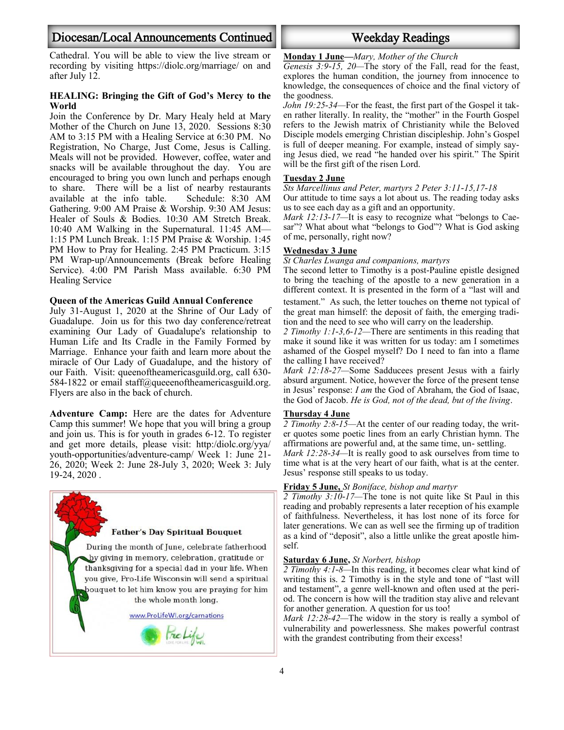## Diocesan/Local Announcements Continued

Cathedral. You will be able to view the live stream or recording by visiting https://diolc.org/marriage/ on and after July 12.

**HEALING: Bringing the Gift of God's Mercy to the World**

Join the Conference by Dr. Mary Healy held at Mary Mother of the Church on June 13, 2020. Sessions 8:30 AM to 3:15 PM with a Healing Service at 6:30 PM. No Registration, No Charge, Just Come, Jesus is Calling. Meals will not be provided. However, coffee, water and snacks will be available throughout the day. You are encouraged to bring you own lunch and perhaps enough to share. There will be a list of nearby restaurants available at the info table. Schedule: 8:30 AM Gathering. 9:00 AM Praise & Worship. 9:30 AM Jesus: Healer of Souls & Bodies. 10:30 AM Stretch Break. 10:40 AM Walking in the Supernatural. 11:45 AM—1:15 PM Lunch Break. 1:15 PM Praise & Worship. 1:45 PM How to Pray for Healing. 2:45 PM Practicum. 3:15 PM Wrap-up/Announcements (Break before Healing Service). 4:00 PM Parish Mass available. 6:30 PM Healing Service

**Queen of the Americas Guild Annual Conference**

July 31-August 1, 2020 at the Shrine of Our Lady of Guadalupe. Join us for this two day conference/retreat examining Our Lady of Guadalupe's relationship to Human Life and Its Cradle in the Family Formed by Marriage. Enhance your faith and learn more about the miracle of Our Lady of Guadalupe, and the history of our Faith. Visit: queenoftheamericasguild.org, call 630-584-1822 or email staff@queeenoftheamericasguild.org. Flyers are also in the back of church.

**Adventure Camp:** Here are the dates for Adventure Camp this summer! We hope that you will bring a group and join us. This is for youth in grades 6-12. To register and get more details, please visit: http:/diolc.org/yya/youth-opportunities/adventure-camp/ Week 1: June 21-26, 2020; Week 2: June 28-July 3, 2020; Week 3: July 19-24, 2020 .

**Father's Day Spiritual Bouquet**

During the month of June, celebrate fatherhood by giving in memory, celebration, gratitude or thanksgiving for a special dad in your life. When you give, Pro-Life Wisconsin will send a spiritual bouquet to let him know you are praying for him the whole month long.

www.ProLifeWI.org/carnations

## Weekday Readings

**Monday 1 June**—*Mary, Mother of the Church*

*Genesis 3:9-15, 20*—The story of the Fall, read for the feast, explores the human condition, the journey from innocence to knowledge, the consequences of choice and the final victory of the goodness.

*John 19:25-34*—For the feast, the first part of the Gospel it taken rather literally. In reality, the "mother" in the Fourth Gospel refers to the Jewish matrix of Christianity while the Beloved Disciple models emerging Christian discipleship. John's Gospel is full of deeper meaning. For example, instead of simply saying Jesus died, we read "he handed over his spirit." The Spirit will be the first gift of the risen Lord.

**Tuesday 2 June**

*Sts Marcellinus and Peter, martyrs 2 Peter 3:11-15,17-18*

Our attitude to time says a lot about us. The reading today asks us to see each day as a gift and an opportunity.

*Mark 12:13-17*—It is easy to recognize what "belongs to Caesar"? What about what "belongs to God"? What is God asking of me, personally, right now?

**Wednesday 3 June**

*St Charles Lwanga and companions, martyrs*

The second letter to Timothy is a post-Pauline epistle designed to bring the teaching of the apostle to a new generation in a different context. It is presented in the form of a "last will and testament." As such, the letter touches on theme not typical of the great man himself: the deposit of faith, the emerging tradition and the need to see who will carry on the leadership.

*2 Timothy 1:1-3,6-12*—There are sentiments in this reading that make it sound like it was written for us today: am I sometimes ashamed of the Gospel myself? Do I need to fan into a flame the calling I have received?

*Mark 12:18-27*—Some Sadducees present Jesus with a fairly absurd argument. Notice, however the force of the present tense in Jesus' response: *I am* the God of Abraham, the God of Isaac, the God of Jacob. *He is God, not of the dead, but of the living*.

**Thursday 4 June**

*2 Timothy 2:8-15*—At the center of our reading today, the writer quotes some poetic lines from an early Christian hymn. The affirmations are powerful and, at the same time, un- settling.

*Mark 12:28-34*—It is really good to ask ourselves from time to time what is at the very heart of our faith, what is at the center. Jesus' response still speaks to us today.

**Friday 5 June,** *St Boniface, bishop and martyr*

*2 Timothy 3:10-17*—The tone is not quite like St Paul in this reading and probably represents a later reception of his example of faithfulness. Nevertheless, it has lost none of its force for later generations. We can as well see the firming up of tradition as a kind of "deposit", also a little unlike the great apostle himself.

**Saturday 6 June,** *St Norbert, bishop*

*2 Timothy 4:1-8*—In this reading, it becomes clear what kind of writing this is. 2 Timothy is in the style and tone of "last will and testament", a genre well-known and often used at the period. The concern is how will the tradition stay alive and relevant for another generation. A question for us too!

*Mark 12:28-42*—The widow in the story is really a symbol of vulnerability and powerlessness. She makes powerful contrast with the grandest contributing from their excess!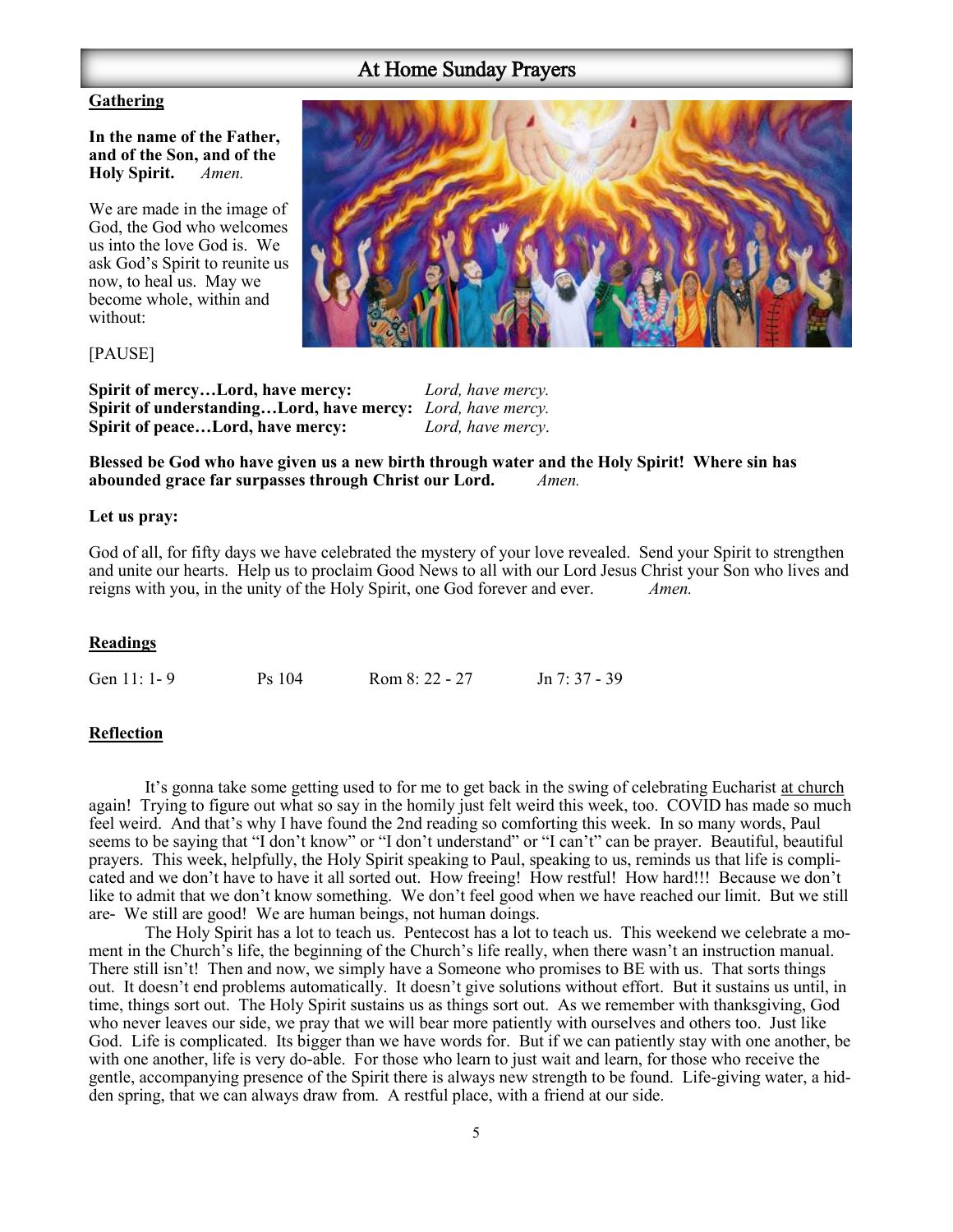## At Home Sunday Prayers

**Gathering**

**In the name of the Father, and of the Son, and of the Holy Spirit.** *Amen.*

We are made in the image of God, the God who welcomes us into the love God is. We ask God's Spirit to reunite us now, to heal us. May we become whole, within and without:

[PAUSE]

**Spirit of mercy…Lord, have mercy:** *Lord, have mercy.*
**Spirit of understanding…Lord, have mercy:** *Lord, have mercy.*
**Spirit of peace…Lord, have mercy:** *Lord, have mercy*.

**Blessed be God who have given us a new birth through water and the Holy Spirit! Where sin has abounded grace far surpasses through Christ our Lord.** *Amen.*

**Let us pray:**

God of all, for fifty days we have celebrated the mystery of your love revealed. Send your Spirit to strengthen and unite our hearts. Help us to proclaim Good News to all with our Lord Jesus Christ your Son who lives and reigns with you, in the unity of the Holy Spirit, one God forever and ever. *Amen.*

**Readings**

Gen 11: 1- 9 Ps 104 Rom 8: 22 - 27 Jn 7: 37 - 39

**Reflection**

It's gonna take some getting used to for me to get back in the swing of celebrating Eucharist at church again! Trying to figure out what so say in the homily just felt weird this week, too. COVID has made so much feel weird. And that's why I have found the 2nd reading so comforting this week. In so many words, Paul seems to be saying that "I don't know" or "I don't understand" or "I can't" can be prayer. Beautiful, beautiful prayers. This week, helpfully, the Holy Spirit speaking to Paul, speaking to us, reminds us that life is complicated and we don't have to have it all sorted out. How freeing! How restful! How hard!!! Because we don't like to admit that we don't know something. We don't feel good when we have reached our limit. But we still are- We still are good! We are human beings, not human doings.

The Holy Spirit has a lot to teach us. Pentecost has a lot to teach us. This weekend we celebrate a moment in the Church's life, the beginning of the Church's life really, when there wasn't an instruction manual. There still isn't! Then and now, we simply have a Someone who promises to BE with us. That sorts things out. It doesn't end problems automatically. It doesn't give solutions without effort. But it sustains us until, in time, things sort out. The Holy Spirit sustains us as things sort out. As we remember with thanksgiving, God who never leaves our side, we pray that we will bear more patiently with ourselves and others too. Just like God. Life is complicated. Its bigger than we have words for. But if we can patiently stay with one another, be with one another, life is very do-able. For those who learn to just wait and learn, for those who receive the gentle, accompanying presence of the Spirit there is always new strength to be found. Life-giving water, a hidden spring, that we can always draw from. A restful place, with a friend at our side.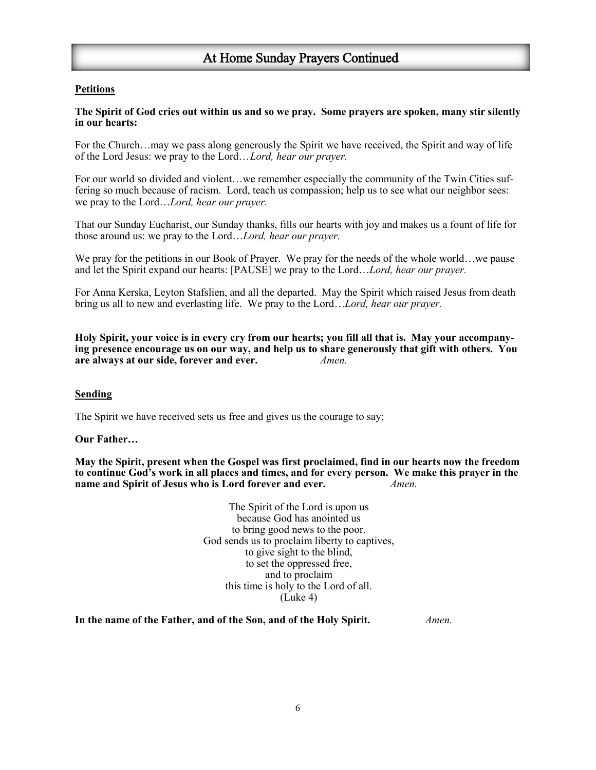# At Home Sunday Prayers Continued

**Petitions**

**The Spirit of God cries out within us and so we pray. Some prayers are spoken, many stir silently in our hearts:**

For the Church…may we pass along generously the Spirit we have received, the Spirit and way of life of the Lord Jesus: we pray to the Lord…*Lord, hear our prayer.*

For our world so divided and violent…we remember especially the community of the Twin Cities suffering so much because of racism. Lord, teach us compassion; help us to see what our neighbor sees: we pray to the Lord…*Lord, hear our prayer.*

That our Sunday Eucharist, our Sunday thanks, fills our hearts with joy and makes us a fount of life for those around us: we pray to the Lord…*Lord, hear our prayer.*

We pray for the petitions in our Book of Prayer. We pray for the needs of the whole world…we pause and let the Spirit expand our hearts: [PAUSE] we pray to the Lord…*Lord, hear our prayer.*

For Anna Kerska, Leyton Stafslien, and all the departed. May the Spirit which raised Jesus from death bring us all to new and everlasting life. We pray to the Lord…*Lord, hear our prayer.*

**Holy Spirit, your voice is in every cry from our hearts; you fill all that is. May your accompanying presence encourage us on our way, and help us to share generously that gift with others. You are always at our side, forever and ever.** *Amen.*

**Sending**

The Spirit we have received sets us free and gives us the courage to say:

**Our Father…**

**May the Spirit, present when the Gospel was first proclaimed, find in our hearts now the freedom to continue God's work in all places and times, and for every person. We make this prayer in the name and Spirit of Jesus who is Lord forever and ever.** *Amen.*

The Spirit of the Lord is upon us  
because God has anointed us  
to bring good news to the poor.  
God sends us to proclaim liberty to captives,  
to give sight to the blind,  
to set the oppressed free,  
and to proclaim  
this time is holy to the Lord of all.  
(Luke 4)

**In the name of the Father, and of the Son, and of the Holy Spirit.** *Amen.*